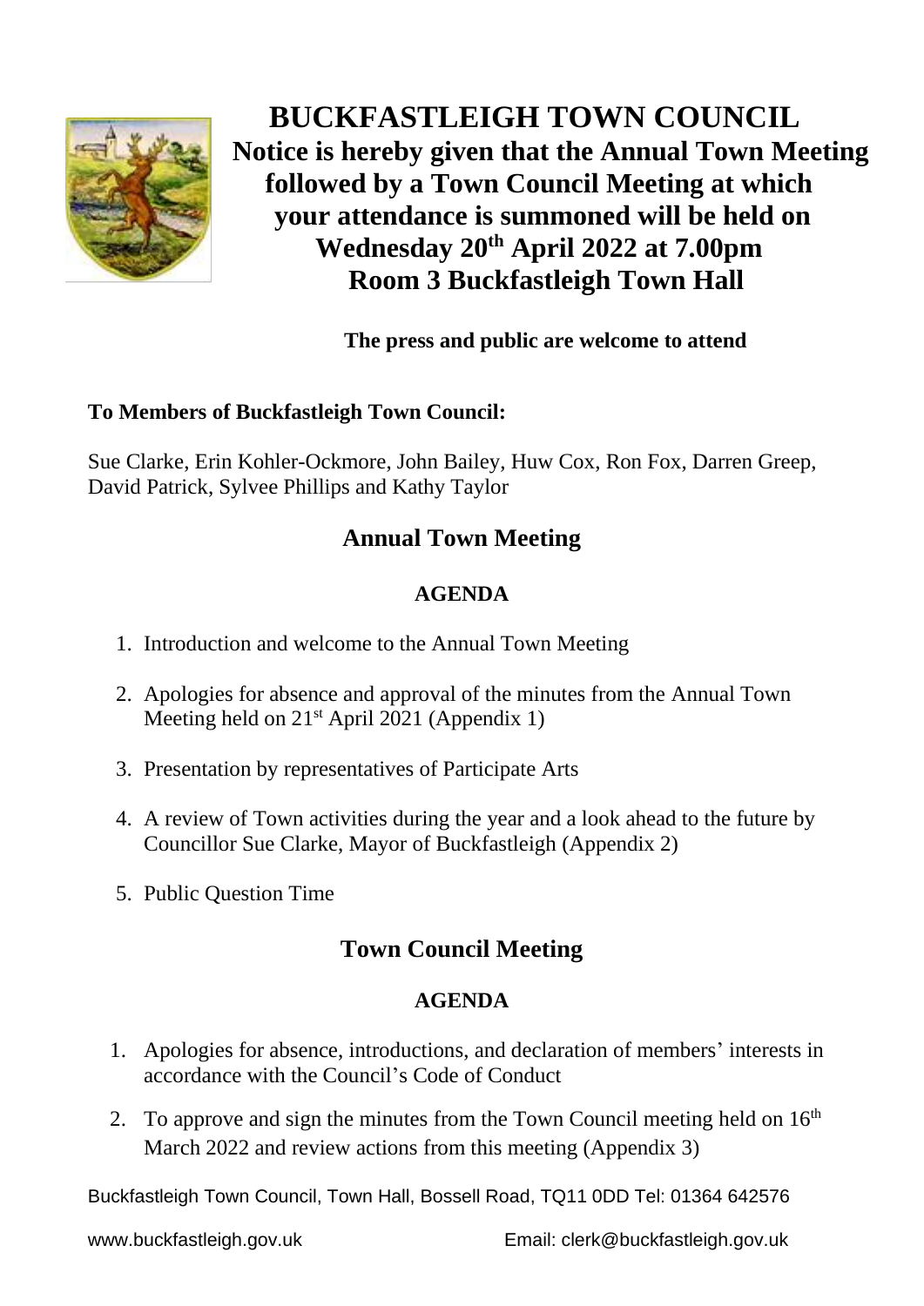# BUCKFASTLEIGH TOWN COUNCIL

**Notice is hereby given that the Annual Town Meeting followed by a Town Council Meeting at which your attendance is summoned will be held on Wednesday 20th April 2022 at 7.00pm Room 3 Buckfastleigh Town Hall**

**The press and public are welcome to attend**

**To Members of Buckfastleigh Town Council:**

Sue Clarke, Erin Kohler-Ockmore, John Bailey, Huw Cox, Ron Fox, Darren Greep, David Patrick, Sylvee Phillips and Kathy Taylor

## Annual Town Meeting

### AGENDA

1. Introduction and welcome to the Annual Town Meeting
2. Apologies for absence and approval of the minutes from the Annual Town Meeting held on 21st April 2021 (Appendix 1)
3. Presentation by representatives of Participate Arts
4. A review of Town activities during the year and a look ahead to the future by Councillor Sue Clarke, Mayor of Buckfastleigh (Appendix 2)
5. Public Question Time

## Town Council Meeting

### AGENDA

1. Apologies for absence, introductions, and declaration of members' interests in accordance with the Council's Code of Conduct
2. To approve and sign the minutes from the Town Council meeting held on 16th March 2022 and review actions from this meeting (Appendix 3)

Buckfastleigh Town Council, Town Hall, Bossell Road, TQ11 0DD Tel: 01364 642576

www.buckfastleigh.gov.uk Email: clerk@buckfastleigh.gov.uk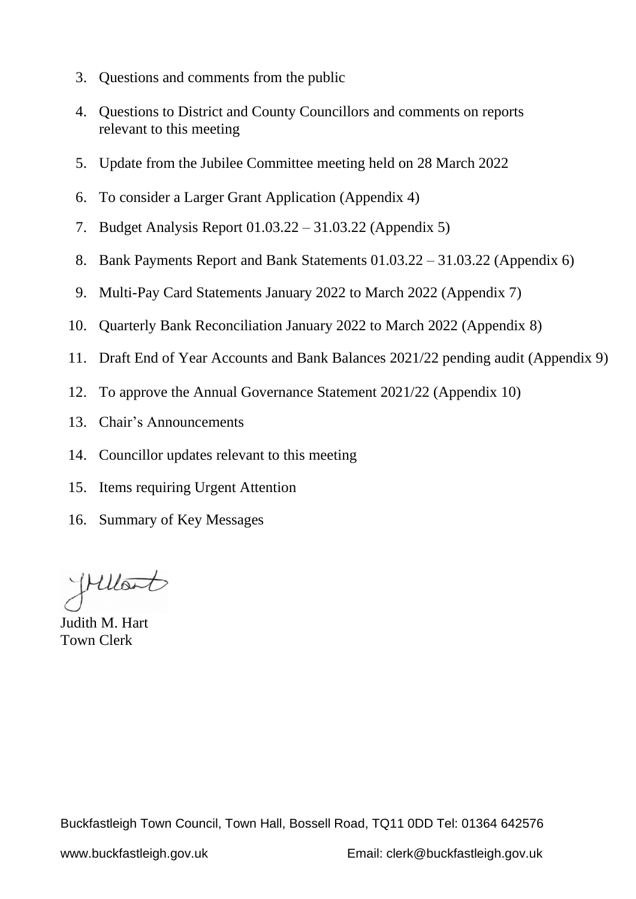3. Questions and comments from the public

4. Questions to District and County Councillors and comments on reports relevant to this meeting

5. Update from the Jubilee Committee meeting held on 28 March 2022

6. To consider a Larger Grant Application (Appendix 4)

7. Budget Analysis Report 01.03.22 – 31.03.22 (Appendix 5)

8. Bank Payments Report and Bank Statements 01.03.22 – 31.03.22 (Appendix 6)

9. Multi-Pay Card Statements January 2022 to March 2022 (Appendix 7)

10. Quarterly Bank Reconciliation January 2022 to March 2022 (Appendix 8)

11. Draft End of Year Accounts and Bank Balances 2021/22 pending audit (Appendix 9)

12. To approve the Annual Governance Statement 2021/22 (Appendix 10)

13. Chair's Announcements

14. Councillor updates relevant to this meeting

15. Items requiring Urgent Attention

16. Summary of Key Messages

Judith M. Hart
Town Clerk

Buckfastleigh Town Council, Town Hall, Bossell Road, TQ11 0DD Tel: 01364 642576

www.buckfastleigh.gov.uk Email: clerk@buckfastleigh.gov.uk